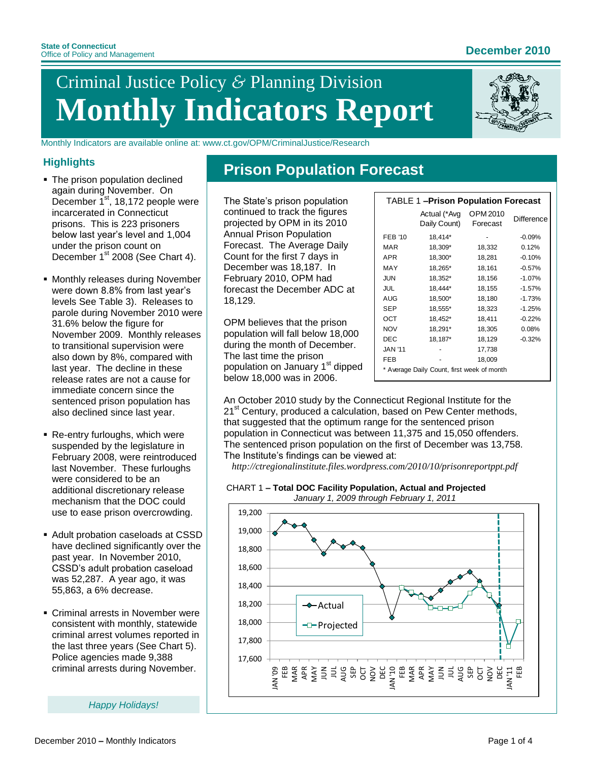State of Connecticut
Office of Policy and Management

December 2010

# Criminal Justice Policy & Planning Division
# Monthly Indicators Report

Monthly Indicators are available online at: www.ct.gov/OPM/CriminalJustice/Research

## Highlights

- The prison population declined again during November. On December 1st, 18,172 people were incarcerated in Connecticut prisons. This is 223 prisoners below last year's level and 1,004 under the prison count on December 1st 2008 (See Chart 4).
- Monthly releases during November were down 8.8% from last year's levels See Table 3). Releases to parole during November 2010 were 31.6% below the figure for November 2009. Monthly releases to transitional supervision were also down by 8%, compared with last year. The decline in these release rates are not a cause for immediate concern since the sentenced prison population has also declined since last year.
- Re-entry furloughs, which were suspended by the legislature in February 2008, were reintroduced last November. These furloughs were considered to be an additional discretionary release mechanism that the DOC could use to ease prison overcrowding.
- Adult probation caseloads at CSSD have declined significantly over the past year. In November 2010, CSSD's adult probation caseload was 52,287. A year ago, it was 55,863, a 6% decrease.
- Criminal arrests in November were consistent with monthly, statewide criminal arrest volumes reported in the last three years (See Chart 5). Police agencies made 9,388 criminal arrests during November.

*Happy Holidays!*

## Prison Population Forecast

The State's prison population continued to track the figures projected by OPM in its 2010 Annual Prison Population Forecast. The Average Daily Count for the first 7 days in December was 18,187. In February 2010, OPM had forecast the December ADC at 18,129.

OPM believes that the prison population will fall below 18,000 during the month of December. The last time the prison population on January 1st dipped below 18,000 was in 2006.

TABLE 1 **–Prison Population Forecast**

| | Actual (*Avg Daily Count) | OPM 2010 Forecast | Difference |
|---|---|---|---|
| FEB '10 | 18,414* | - | -0.09% |
| MAR | 18,309* | 18,332 | 0.12% |
| APR | 18,300* | 18,281 | -0.10% |
| MAY | 18,265* | 18,161 | -0.57% |
| JUN | 18,352* | 18,156 | -1.07% |
| JUL | 18,444* | 18,155 | -1.57% |
| AUG | 18,500* | 18,180 | -1.73% |
| SEP | 18,555* | 18,323 | -1.25% |
| OCT | 18,452* | 18,411 | -0.22% |
| NOV | 18,291* | 18,305 | 0.08% |
| DEC | 18,187* | 18,129 | -0.32% |
| JAN '11 | - | 17,738 | |
| FEB | - | 18,009 | |

\* Average Daily Count, first week of month

An October 2010 study by the Connecticut Regional Institute for the 21st Century, produced a calculation, based on Pew Center methods, that suggested that the optimum range for the sentenced prison population in Connecticut was between 11,375 and 15,050 offenders. The sentenced prison population on the first of December was 13,758. The Institute's findings can be viewed at:

*http://ctregionalinstitute.files.wordpress.com/2010/10/prisonreportppt.pdf*

CHART 1 **– Total DOC Facility Population, Actual and Projected**
*January 1, 2009 through February 1, 2011*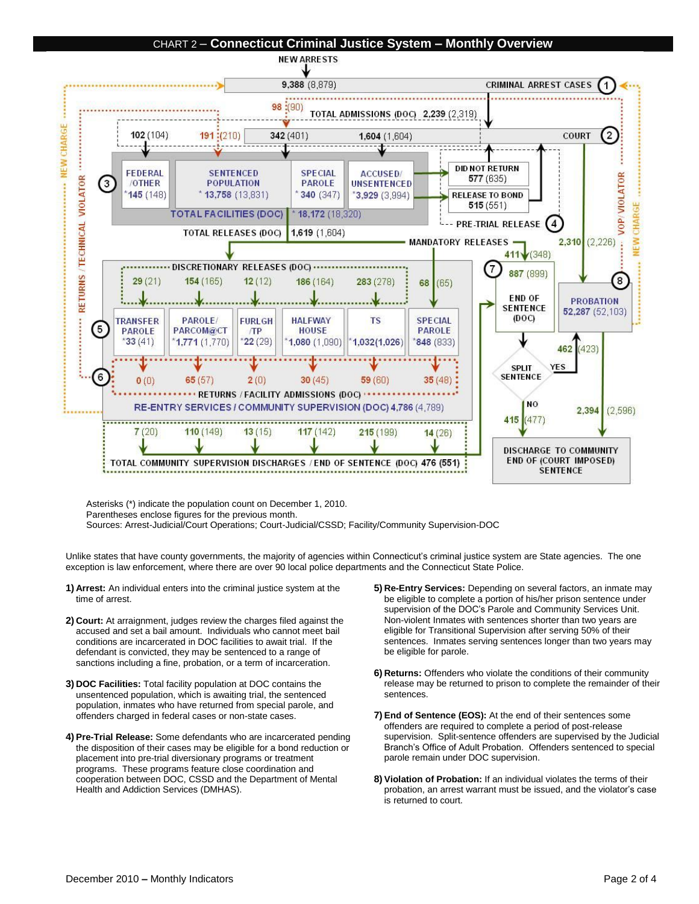# CHART 2 – Connecticut Criminal Justice System – Monthly Overview

NEW ARRESTS

9,388 (8,879) CRIMINAL ARREST CASES (1)

98 (90) TOTAL ADMISSIONS (DOC) 2,239 (2,319)

102 (104) 191 (210) 342 (401) 1,604 (1,604) COURT (2)

(3)

| FEDERAL /OTHER | SENTENCED POPULATION | SPECIAL PAROLE | ACCUSED/ UNSENTENCED |
|---|---|---|---|
| *145 (148) | *13,758 (13,831) | *340 (347) | *3,929 (3,994) |

TOTAL FACILITIES (DOC) *18,172 (18,320)

DID NOT RETURN 577 (635)

RELEASE TO BOND 515 (551)

PRE-TRIAL RELEASE (4)

TOTAL RELEASES (DOC) 1,619 (1,604)

MANDATORY RELEASES 411 (348)

2,310 (2,226)

DISCRETIONARY RELEASES (DOC): 29 (21), 154 (165), 12 (12), 186 (164), 283 (278); 68 (65)

(5)

| TRANSFER PAROLE | PAROLE/ PARCOM@CT | FURLGH /TP | HALFWAY HOUSE | TS | SPECIAL PAROLE |
|---|---|---|---|---|---|
| *33 (41) | *1,771 (1,770) | *22 (29) | *1,080 (1,090) | *1,032 (1,026) | *848 (833) |

(6) 0 (0), 65 (57), 2 (0), 30 (45), 59 (60), 35 (48)

RETURNS / FACILITY ADMISSIONS (DOC)

RE-ENTRY SERVICES / COMMUNITY SUPERVISION (DOC) 4,786 (4,789)

7 (20), 110 (149), 13 (15), 117 (142), 215 (199), 14 (26)

TOTAL COMMUNITY SUPERVISION DISCHARGES / END OF SENTENCE (DOC) 476 (551)

(7) 887 (899) END OF SENTENCE (DOC)

SPLIT SENTENCE — YES: 462 (423); NO: 415 (477)

(8) PROBATION 52,287 (52,103)

2,394 (2,596)

DISCHARGE TO COMMUNITY END OF (COURT IMPOSED) SENTENCE

NEW CHARGE; RETURNS / TECHNICAL VIOLATOR; VOP / VIOLATOR; NEW CHARGE

Asterisks (*) indicate the population count on December 1, 2010.
Parentheses enclose figures for the previous month.
Sources: Arrest-Judicial/Court Operations; Court-Judicial/CSSD; Facility/Community Supervision-DOC

Unlike states that have county governments, the majority of agencies within Connecticut's criminal justice system are State agencies. The one exception is law enforcement, where there are over 90 local police departments and the Connecticut State Police.

1) **Arrest:** An individual enters into the criminal justice system at the time of arrest.

2) **Court:** At arraignment, judges review the charges filed against the accused and set a bail amount. Individuals who cannot meet bail conditions are incarcerated in DOC facilities to await trial. If the defendant is convicted, they may be sentenced to a range of sanctions including a fine, probation, or a term of incarceration.

3) **DOC Facilities:** Total facility population at DOC contains the unsentenced population, which is awaiting trial, the sentenced population, inmates who have returned from special parole, and offenders charged in federal cases or non-state cases.

4) **Pre-Trial Release:** Some defendants who are incarcerated pending the disposition of their cases may be eligible for a bond reduction or placement into pre-trial diversionary programs or treatment programs. These programs feature close coordination and cooperation between DOC, CSSD and the Department of Mental Health and Addiction Services (DMHAS).

5) **Re-Entry Services:** Depending on several factors, an inmate may be eligible to complete a portion of his/her prison sentence under supervision of the DOC's Parole and Community Services Unit. Non-violent Inmates with sentences shorter than two years are eligible for Transitional Supervision after serving 50% of their sentences. Inmates serving sentences longer than two years may be eligible for parole.

6) **Returns:** Offenders who violate the conditions of their community release may be returned to prison to complete the remainder of their sentences.

7) **End of Sentence (EOS):** At the end of their sentences some offenders are required to complete a period of post-release supervision. Split-sentence offenders are supervised by the Judicial Branch's Office of Adult Probation. Offenders sentenced to special parole remain under DOC supervision.

8) **Violation of Probation:** If an individual violates the terms of their probation, an arrest warrant must be issued, and the violator's case is returned to court.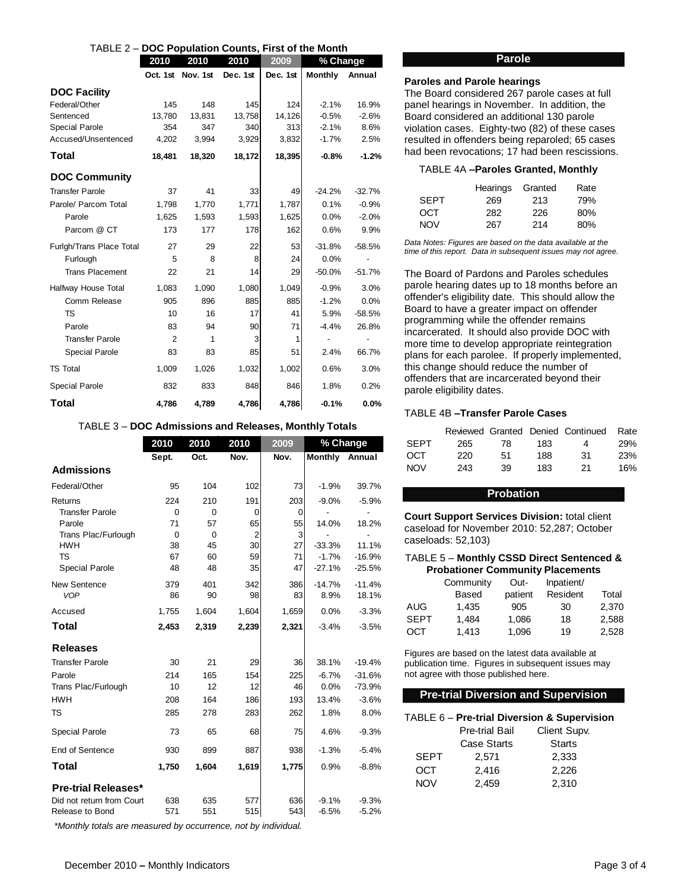TABLE 2 – **DOC Population Counts, First of the Month**

| | 2010 | 2010 | 2010 | 2009 | % Change | |
|---|---|---|---|---|---|---|
| | Oct. 1st | Nov. 1st | Dec. 1st | Dec. 1st | Monthly | Annual |
| **DOC Facility** | | | | | | |
| Federal/Other | 145 | 148 | 145 | 124 | -2.1% | 16.9% |
| Sentenced | 13,780 | 13,831 | 13,758 | 14,126 | -0.5% | -2.6% |
| Special Parole | 354 | 347 | 340 | 313 | -2.1% | 8.6% |
| Accused/Unsentenced | 4,202 | 3,994 | 3,929 | 3,832 | -1.7% | 2.5% |
| **Total** | **18,481** | **18,320** | **18,172** | **18,395** | **-0.8%** | **-1.2%** |
| **DOC Community** | | | | | | |
| Transfer Parole | 37 | 41 | 33 | 49 | -24.2% | -32.7% |
| Parole/ Parcom Total | 1,798 | 1,770 | 1,771 | 1,787 | 0.1% | -0.9% |
| Parole | 1,625 | 1,593 | 1,593 | 1,625 | 0.0% | -2.0% |
| Parcom @ CT | 173 | 177 | 178 | 162 | 0.6% | 9.9% |
| Furlgh/Trans Place Total | 27 | 29 | 22 | 53 | -31.8% | -58.5% |
| Furlough | 5 | 8 | 8 | 24 | 0.0% | - |
| Trans Placement | 22 | 21 | 14 | 29 | -50.0% | -51.7% |
| Halfway House Total | 1,083 | 1,090 | 1,080 | 1,049 | -0.9% | 3.0% |
| Comm Release | 905 | 896 | 885 | 885 | -1.2% | 0.0% |
| TS | 10 | 16 | 17 | 41 | 5.9% | -58.5% |
| Parole | 83 | 94 | 90 | 71 | -4.4% | 26.8% |
| Transfer Parole | 2 | 1 | 3 | 1 | - | - |
| Special Parole | 83 | 83 | 85 | 51 | 2.4% | 66.7% |
| TS Total | 1,009 | 1,026 | 1,032 | 1,002 | 0.6% | 3.0% |
| Special Parole | 832 | 833 | 848 | 846 | 1.8% | 0.2% |
| **Total** | **4,786** | **4,789** | **4,786** | **4,786** | **-0.1%** | **0.0%** |

TABLE 3 – **DOC Admissions and Releases, Monthly Totals**

| | 2010 | 2010 | 2010 | 2009 | % Change | |
|---|---|---|---|---|---|---|
| | Sept. | Oct. | Nov. | Nov. | Monthly | Annual |
| **Admissions** | | | | | | |
| Federal/Other | 95 | 104 | 102 | 73 | -1.9% | 39.7% |
| Returns | 224 | 210 | 191 | 203 | -9.0% | -5.9% |
| Transfer Parole | 0 | 0 | 0 | 0 | - | - |
| Parole | 71 | 57 | 65 | 55 | 14.0% | 18.2% |
| Trans Plac/Furlough | 0 | 0 | 2 | 3 | - | - |
| HWH | 38 | 45 | 30 | 27 | -33.3% | 11.1% |
| TS | 67 | 60 | 59 | 71 | -1.7% | -16.9% |
| Special Parole | 48 | 48 | 35 | 47 | -27.1% | -25.5% |
| New Sentence | 379 | 401 | 342 | 386 | -14.7% | -11.4% |
| *VOP* | 86 | 90 | 98 | 83 | 8.9% | 18.1% |
| Accused | 1,755 | 1,604 | 1,604 | 1,659 | 0.0% | -3.3% |
| **Total** | **2,453** | **2,319** | **2,239** | **2,321** | -3.4% | -3.5% |
| **Releases** | | | | | | |
| Transfer Parole | 30 | 21 | 29 | 36 | 38.1% | -19.4% |
| Parole | 214 | 165 | 154 | 225 | -6.7% | -31.6% |
| Trans Plac/Furlough | 10 | 12 | 12 | 46 | 0.0% | -73.9% |
| HWH | 208 | 164 | 186 | 193 | 13.4% | -3.6% |
| TS | 285 | 278 | 283 | 262 | 1.8% | 8.0% |
| Special Parole | 73 | 65 | 68 | 75 | 4.6% | -9.3% |
| End of Sentence | 930 | 899 | 887 | 938 | -1.3% | -5.4% |
| **Total** | **1,750** | **1,604** | **1,619** | **1,775** | 0.9% | -8.8% |
| **Pre-trial Releases*** | | | | | | |
| Did not return from Court | 638 | 635 | 577 | 636 | -9.1% | -9.3% |
| Release to Bond | 571 | 551 | 515 | 543 | -6.5% | -5.2% |

*\*Monthly totals are measured by occurrence, not by individual.*

## Parole

**Paroles and Parole hearings**

The Board considered 267 parole cases at full panel hearings in November. In addition, the Board considered an additional 130 parole violation cases. Eighty-two (82) of these cases resulted in offenders being reparoled; 65 cases had been revocations; 17 had been rescissions.

TABLE 4A **–Paroles Granted, Monthly**

| | Hearings | Granted | Rate |
|---|---|---|---|
| SEPT | 269 | 213 | 79% |
| OCT | 282 | 226 | 80% |
| NOV | 267 | 214 | 80% |

*Data Notes: Figures are based on the data available at the time of this report. Data in subsequent issues may not agree.*

The Board of Pardons and Paroles schedules parole hearing dates up to 18 months before an offender's eligibility date. This should allow the Board to have a greater impact on offender programming while the offender remains incarcerated. It should also provide DOC with more time to develop appropriate reintegration plans for each parolee. If properly implemented, this change should reduce the number of offenders that are incarcerated beyond their parole eligibility dates.

TABLE 4B **–Transfer Parole Cases**

| | Reviewed | Granted | Denied | Continued | Rate |
|---|---|---|---|---|---|
| SEPT | 265 | 78 | 183 | 4 | 29% |
| OCT | 220 | 51 | 188 | 31 | 23% |
| NOV | 243 | 39 | 183 | 21 | 16% |

## Probation

**Court Support Services Division:** total client caseload for November 2010: 52,287; October caseloads: 52,103)

TABLE 5 – **Monthly CSSD Direct Sentenced & Probationer Community Placements**

| | Community Based | Out-patient | Inpatient/ Resident | Total |
|---|---|---|---|---|
| AUG | 1,435 | 905 | 30 | 2,370 |
| SEPT | 1,484 | 1,086 | 18 | 2,588 |
| OCT | 1,413 | 1,096 | 19 | 2,528 |

Figures are based on the latest data available at publication time. Figures in subsequent issues may not agree with those published here.

## Pre-trial Diversion and Supervision

TABLE 6 – **Pre-trial Diversion & Supervision**

| | Pre-trial Bail Case Starts | Client Supv. Starts |
|---|---|---|
| SEPT | 2,571 | 2,333 |
| OCT | 2,416 | 2,226 |
| NOV | 2,459 | 2,310 |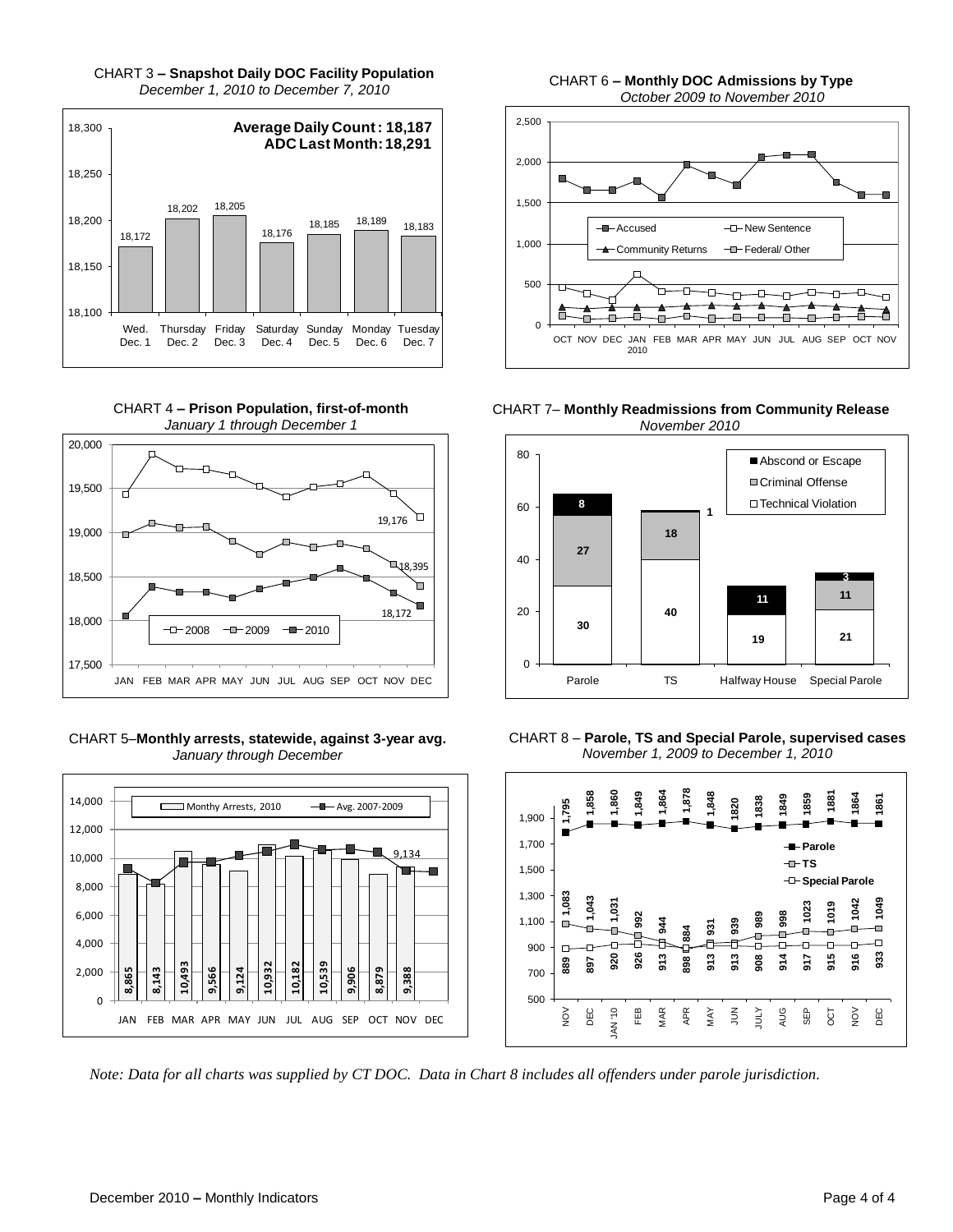CHART 3 **– Snapshot Daily DOC Facility Population**
*December 1, 2010 to December 7, 2010*

**Average Daily Count: 18,187**
**ADC Last Month: 18,291**

18,300
18,250
18,200
18,150
18,100

18,172 18,202 18,205 18,176 18,185 18,189 18,183

Wed. Dec. 1 | Thursday Dec. 2 | Friday Dec. 3 | Saturday Dec. 4 | Sunday Dec. 5 | Monday Dec. 6 | Tuesday Dec. 7

CHART 6 **– Monthly DOC Admissions by Type**
*October 2009 to November 2010*

2,500
2,000
1,500
1,000
500
0

Accused | New Sentence | Community Returns | Federal/ Other

OCT NOV DEC JAN 2010 FEB MAR APR MAY JUN JUL AUG SEP OCT NOV

CHART 4 **– Prison Population, first-of-month**
*January 1 through December 1*

20,000
19,500
19,000
18,500
18,000
17,500

19,176
18,395
18,172

2008 | 2009 | 2010

JAN FEB MAR APR MAY JUN JUL AUG SEP OCT NOV DEC

CHART 7– **Monthly Readmissions from Community Release**
*November 2010*

80
60
40
20
0

Abscond or Escape | Criminal Offense | Technical Violation

Parole: 30, 27, 8
TS: 40, 18, 1
Halfway House: 19, 11
Special Parole: 21, 11, 3

CHART 5–**Monthly arrests, statewide, against 3-year avg.**
*January through December*

14,000
12,000
10,000
8,000
6,000
4,000
2,000
0

Monthy Arrests, 2010 | Avg. 2007-2009

8,865 8,143 10,493 9,566 9,124 10,932 10,182 10,539 9,906 8,879 9,388

9,134

JAN FEB MAR APR MAY JUN JUL AUG SEP OCT NOV DEC

CHART 8 – **Parole, TS and Special Parole, supervised cases**
*November 1, 2009 to December 1, 2010*

1,900
1,700
1,500
1,300
1,100
900
700
500

Parole | TS | Special Parole

Parole: 1,795 1,858 1,860 1,849 1,864 1,878 1,848 1820 1838 1849 1859 1881 1864 1861
TS: 1,083 1,043 1,031 992 944 884 931 939 989 998 1023 1019 1042 1049
Special Parole: 889 897 920 926 913 898 913 913 908 914 917 915 916 933

NOV DEC JAN '10 FEB MAR APR MAY JUN JULY AUG SEP OCT NOV DEC

*Note: Data for all charts was supplied by CT DOC. Data in Chart 8 includes all offenders under parole jurisdiction.*